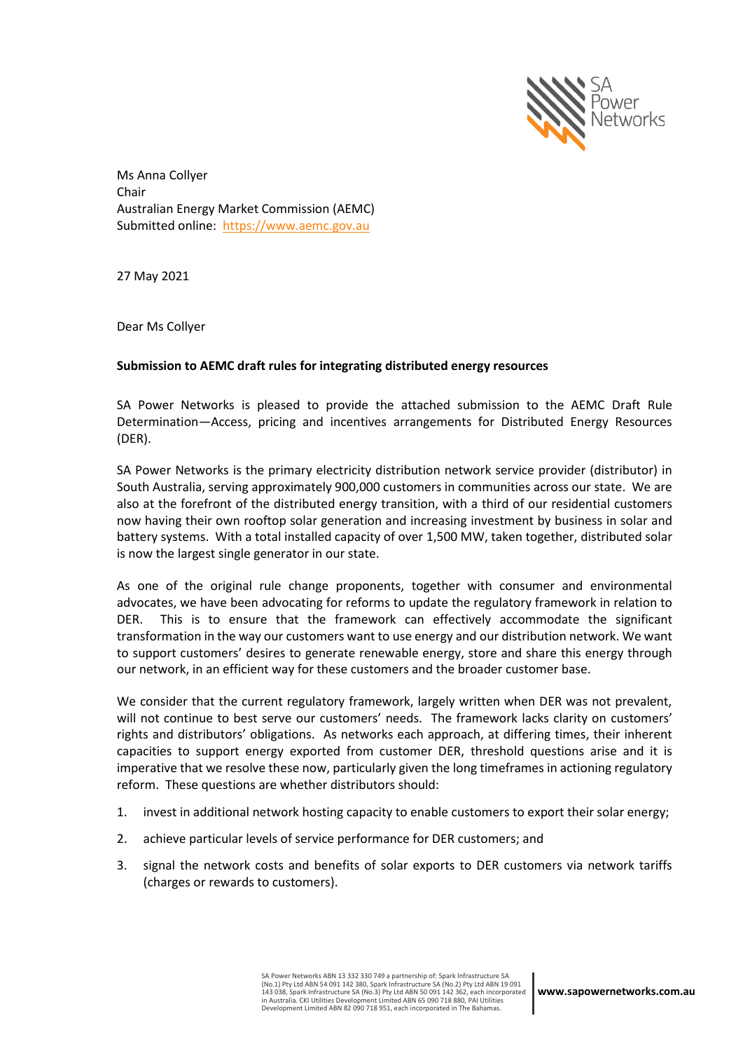Ms Anna Collyer
Chair
Australian Energy Market Commission (AEMC)
Submitted online: https://www.aemc.gov.au

27 May 2021

Dear Ms Collyer

**Submission to AEMC draft rules for integrating distributed energy resources**

SA Power Networks is pleased to provide the attached submission to the AEMC Draft Rule Determination—Access, pricing and incentives arrangements for Distributed Energy Resources (DER).

SA Power Networks is the primary electricity distribution network service provider (distributor) in South Australia, serving approximately 900,000 customers in communities across our state. We are also at the forefront of the distributed energy transition, with a third of our residential customers now having their own rooftop solar generation and increasing investment by business in solar and battery systems. With a total installed capacity of over 1,500 MW, taken together, distributed solar is now the largest single generator in our state.

As one of the original rule change proponents, together with consumer and environmental advocates, we have been advocating for reforms to update the regulatory framework in relation to DER. This is to ensure that the framework can effectively accommodate the significant transformation in the way our customers want to use energy and our distribution network. We want to support customers' desires to generate renewable energy, store and share this energy through our network, in an efficient way for these customers and the broader customer base.

We consider that the current regulatory framework, largely written when DER was not prevalent, will not continue to best serve our customers' needs. The framework lacks clarity on customers' rights and distributors' obligations. As networks each approach, at differing times, their inherent capacities to support energy exported from customer DER, threshold questions arise and it is imperative that we resolve these now, particularly given the long timeframes in actioning regulatory reform. These questions are whether distributors should:

1. invest in additional network hosting capacity to enable customers to export their solar energy;
2. achieve particular levels of service performance for DER customers; and
3. signal the network costs and benefits of solar exports to DER customers via network tariffs (charges or rewards to customers).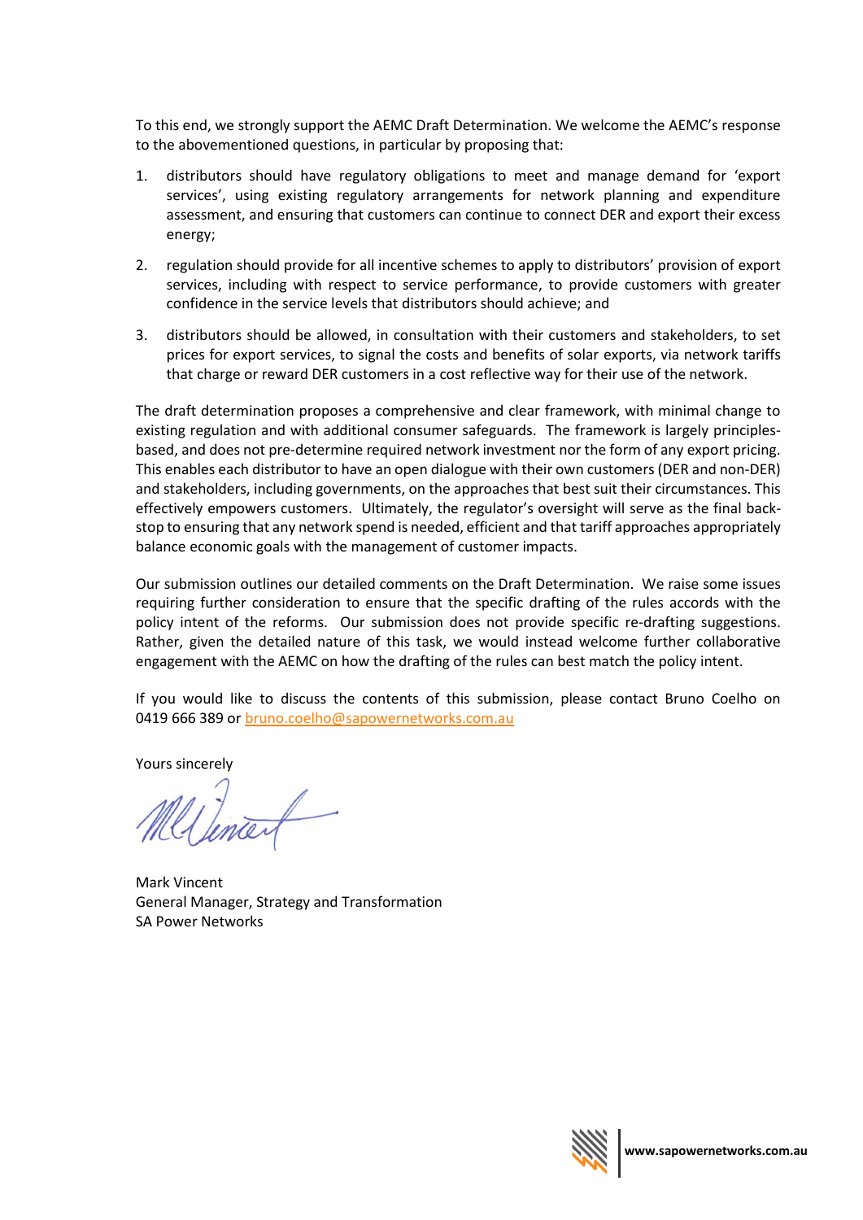To this end, we strongly support the AEMC Draft Determination. We welcome the AEMC's response to the abovementioned questions, in particular by proposing that:

1. distributors should have regulatory obligations to meet and manage demand for 'export services', using existing regulatory arrangements for network planning and expenditure assessment, and ensuring that customers can continue to connect DER and export their excess energy;
2. regulation should provide for all incentive schemes to apply to distributors' provision of export services, including with respect to service performance, to provide customers with greater confidence in the service levels that distributors should achieve; and
3. distributors should be allowed, in consultation with their customers and stakeholders, to set prices for export services, to signal the costs and benefits of solar exports, via network tariffs that charge or reward DER customers in a cost reflective way for their use of the network.

The draft determination proposes a comprehensive and clear framework, with minimal change to existing regulation and with additional consumer safeguards. The framework is largely principles-based, and does not pre-determine required network investment nor the form of any export pricing. This enables each distributor to have an open dialogue with their own customers (DER and non-DER) and stakeholders, including governments, on the approaches that best suit their circumstances. This effectively empowers customers. Ultimately, the regulator's oversight will serve as the final back-stop to ensuring that any network spend is needed, efficient and that tariff approaches appropriately balance economic goals with the management of customer impacts.

Our submission outlines our detailed comments on the Draft Determination. We raise some issues requiring further consideration to ensure that the specific drafting of the rules accords with the policy intent of the reforms. Our submission does not provide specific re-drafting suggestions. Rather, given the detailed nature of this task, we would instead welcome further collaborative engagement with the AEMC on how the drafting of the rules can best match the policy intent.

If you would like to discuss the contents of this submission, please contact Bruno Coelho on 0419 666 389 or bruno.coelho@sapowernetworks.com.au

Yours sincerely

Mark Vincent
General Manager, Strategy and Transformation
SA Power Networks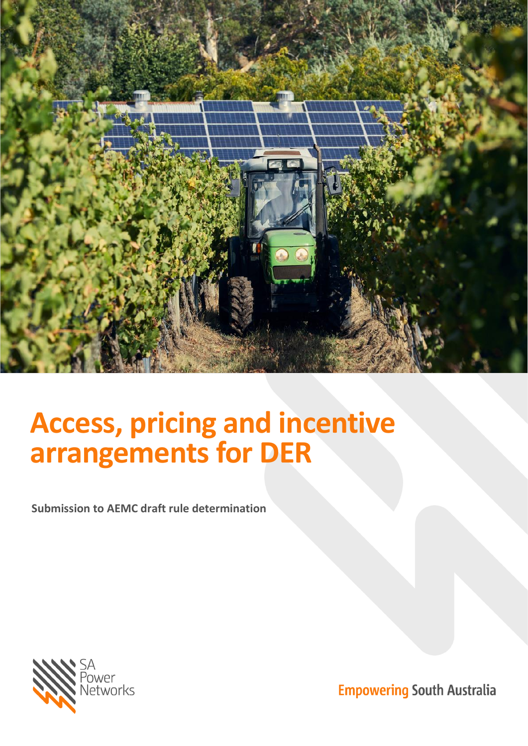# Access, pricing and incentive arrangements for DER

**Submission to AEMC draft rule determination**

SA Power Networks

Empowering South Australia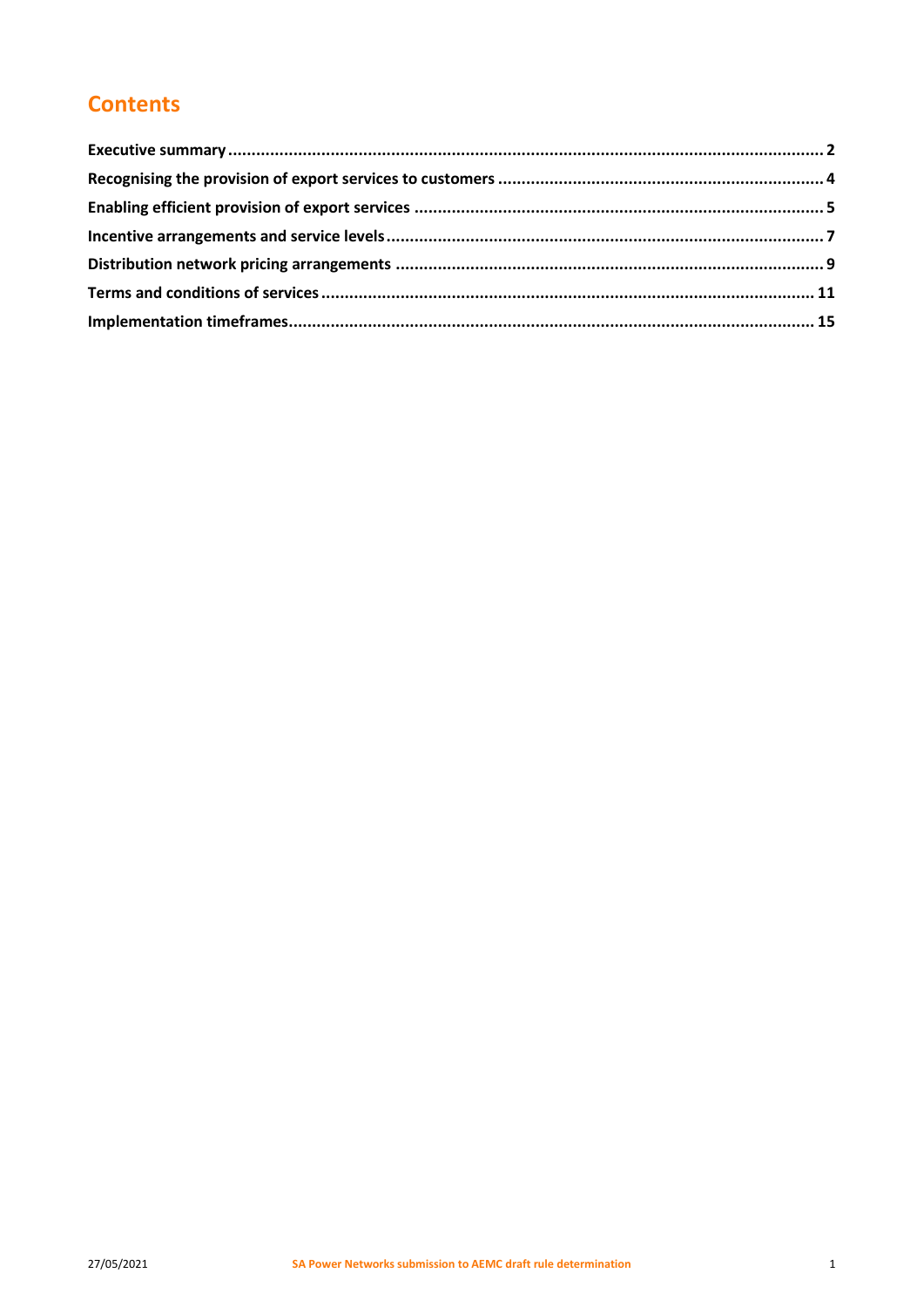# Contents

**Executive summary** .......... **2**

**Recognising the provision of export services to customers** .......... **4**

**Enabling efficient provision of export services** .......... **5**

**Incentive arrangements and service levels** .......... **7**

**Distribution network pricing arrangements** .......... **9**

**Terms and conditions of services** .......... **11**

**Implementation timeframes** .......... **15**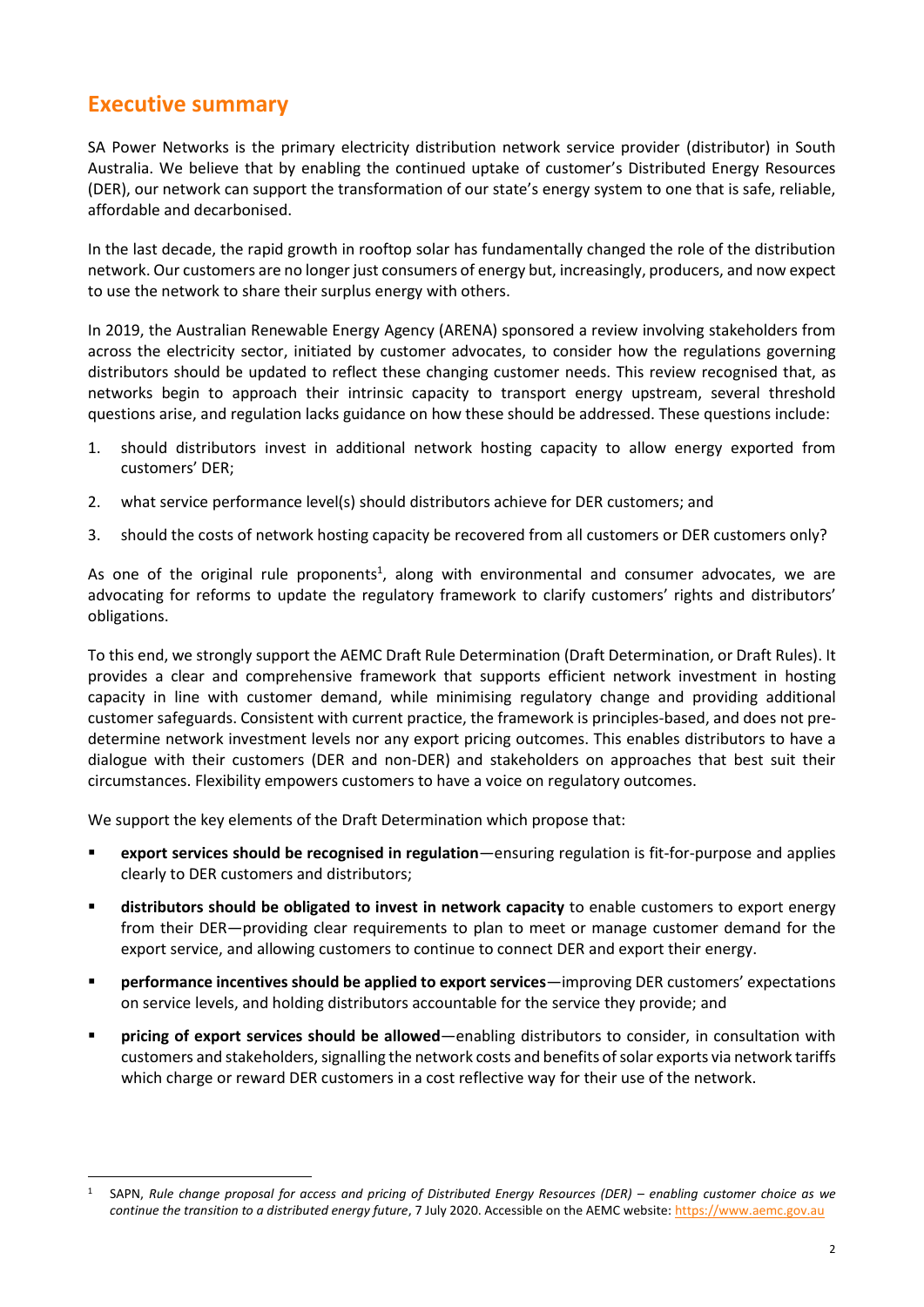## Executive summary

SA Power Networks is the primary electricity distribution network service provider (distributor) in South Australia. We believe that by enabling the continued uptake of customer's Distributed Energy Resources (DER), our network can support the transformation of our state's energy system to one that is safe, reliable, affordable and decarbonised.

In the last decade, the rapid growth in rooftop solar has fundamentally changed the role of the distribution network. Our customers are no longer just consumers of energy but, increasingly, producers, and now expect to use the network to share their surplus energy with others.

In 2019, the Australian Renewable Energy Agency (ARENA) sponsored a review involving stakeholders from across the electricity sector, initiated by customer advocates, to consider how the regulations governing distributors should be updated to reflect these changing customer needs. This review recognised that, as networks begin to approach their intrinsic capacity to transport energy upstream, several threshold questions arise, and regulation lacks guidance on how these should be addressed. These questions include:

1. should distributors invest in additional network hosting capacity to allow energy exported from customers' DER;
2. what service performance level(s) should distributors achieve for DER customers; and
3. should the costs of network hosting capacity be recovered from all customers or DER customers only?

As one of the original rule proponents[1], along with environmental and consumer advocates, we are advocating for reforms to update the regulatory framework to clarify customers' rights and distributors' obligations.

To this end, we strongly support the AEMC Draft Rule Determination (Draft Determination, or Draft Rules). It provides a clear and comprehensive framework that supports efficient network investment in hosting capacity in line with customer demand, while minimising regulatory change and providing additional customer safeguards. Consistent with current practice, the framework is principles-based, and does not pre-determine network investment levels nor any export pricing outcomes. This enables distributors to have a dialogue with their customers (DER and non-DER) and stakeholders on approaches that best suit their circumstances. Flexibility empowers customers to have a voice on regulatory outcomes.

We support the key elements of the Draft Determination which propose that:

- **export services should be recognised in regulation**—ensuring regulation is fit-for-purpose and applies clearly to DER customers and distributors;
- **distributors should be obligated to invest in network capacity** to enable customers to export energy from their DER—providing clear requirements to plan to meet or manage customer demand for the export service, and allowing customers to continue to connect DER and export their energy.
- **performance incentives should be applied to export services**—improving DER customers' expectations on service levels, and holding distributors accountable for the service they provide; and
- **pricing of export services should be allowed**—enabling distributors to consider, in consultation with customers and stakeholders, signalling the network costs and benefits of solar exports via network tariffs which charge or reward DER customers in a cost reflective way for their use of the network.

---

[1] SAPN, *Rule change proposal for access and pricing of Distributed Energy Resources (DER) – enabling customer choice as we continue the transition to a distributed energy future*, 7 July 2020. Accessible on the AEMC website: https://www.aemc.gov.au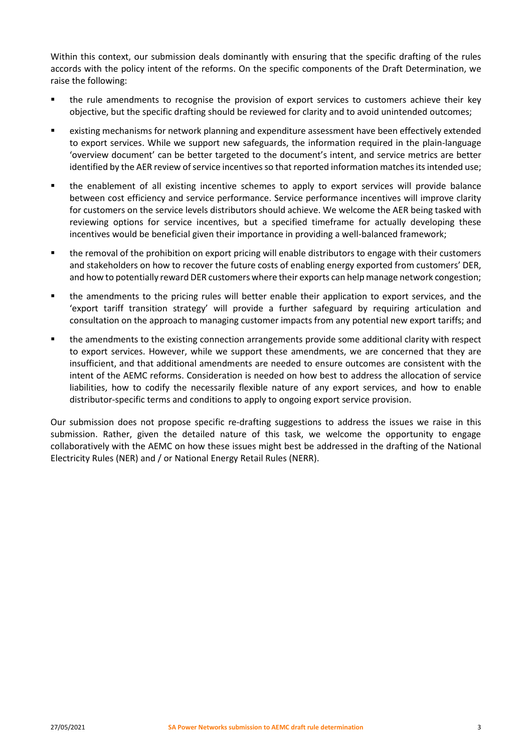Within this context, our submission deals dominantly with ensuring that the specific drafting of the rules accords with the policy intent of the reforms. On the specific components of the Draft Determination, we raise the following:

- the rule amendments to recognise the provision of export services to customers achieve their key objective, but the specific drafting should be reviewed for clarity and to avoid unintended outcomes;
- existing mechanisms for network planning and expenditure assessment have been effectively extended to export services. While we support new safeguards, the information required in the plain-language 'overview document' can be better targeted to the document's intent, and service metrics are better identified by the AER review of service incentives so that reported information matches its intended use;
- the enablement of all existing incentive schemes to apply to export services will provide balance between cost efficiency and service performance. Service performance incentives will improve clarity for customers on the service levels distributors should achieve. We welcome the AER being tasked with reviewing options for service incentives, but a specified timeframe for actually developing these incentives would be beneficial given their importance in providing a well-balanced framework;
- the removal of the prohibition on export pricing will enable distributors to engage with their customers and stakeholders on how to recover the future costs of enabling energy exported from customers' DER, and how to potentially reward DER customers where their exports can help manage network congestion;
- the amendments to the pricing rules will better enable their application to export services, and the 'export tariff transition strategy' will provide a further safeguard by requiring articulation and consultation on the approach to managing customer impacts from any potential new export tariffs; and
- the amendments to the existing connection arrangements provide some additional clarity with respect to export services. However, while we support these amendments, we are concerned that they are insufficient, and that additional amendments are needed to ensure outcomes are consistent with the intent of the AEMC reforms. Consideration is needed on how best to address the allocation of service liabilities, how to codify the necessarily flexible nature of any export services, and how to enable distributor-specific terms and conditions to apply to ongoing export service provision.

Our submission does not propose specific re-drafting suggestions to address the issues we raise in this submission. Rather, given the detailed nature of this task, we welcome the opportunity to engage collaboratively with the AEMC on how these issues might best be addressed in the drafting of the National Electricity Rules (NER) and / or National Energy Retail Rules (NERR).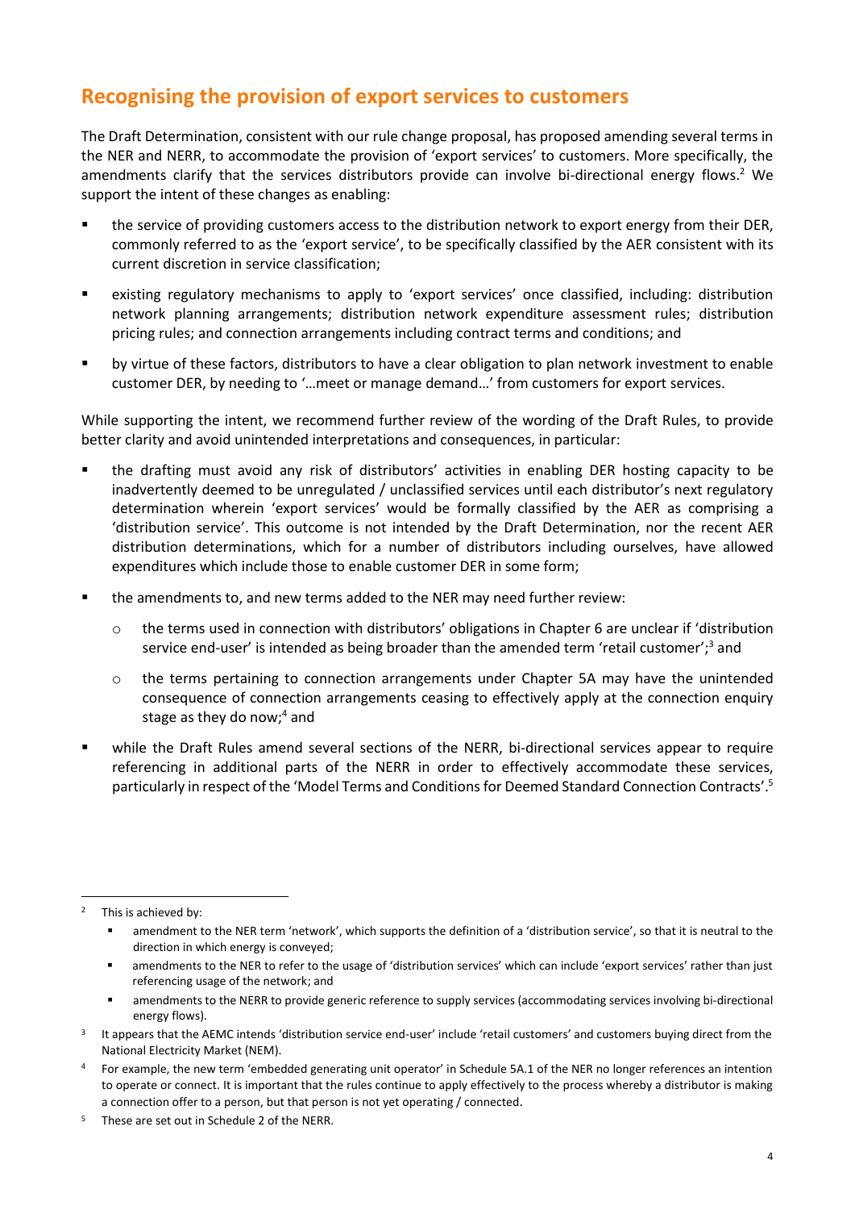## Recognising the provision of export services to customers

The Draft Determination, consistent with our rule change proposal, has proposed amending several terms in the NER and NERR, to accommodate the provision of 'export services' to customers. More specifically, the amendments clarify that the services distributors provide can involve bi-directional energy flows.[2] We support the intent of these changes as enabling:

- the service of providing customers access to the distribution network to export energy from their DER, commonly referred to as the 'export service', to be specifically classified by the AER consistent with its current discretion in service classification;
- existing regulatory mechanisms to apply to 'export services' once classified, including: distribution network planning arrangements; distribution network expenditure assessment rules; distribution pricing rules; and connection arrangements including contract terms and conditions; and
- by virtue of these factors, distributors to have a clear obligation to plan network investment to enable customer DER, by needing to '…meet or manage demand…' from customers for export services.

While supporting the intent, we recommend further review of the wording of the Draft Rules, to provide better clarity and avoid unintended interpretations and consequences, in particular:

- the drafting must avoid any risk of distributors' activities in enabling DER hosting capacity to be inadvertently deemed to be unregulated / unclassified services until each distributor's next regulatory determination wherein 'export services' would be formally classified by the AER as comprising a 'distribution service'. This outcome is not intended by the Draft Determination, nor the recent AER distribution determinations, which for a number of distributors including ourselves, have allowed expenditures which include those to enable customer DER in some form;
- the amendments to, and new terms added to the NER may need further review:
  - the terms used in connection with distributors' obligations in Chapter 6 are unclear if 'distribution service end-user' is intended as being broader than the amended term 'retail customer';[3] and
  - the terms pertaining to connection arrangements under Chapter 5A may have the unintended consequence of connection arrangements ceasing to effectively apply at the connection enquiry stage as they do now;[4] and
- while the Draft Rules amend several sections of the NERR, bi-directional services appear to require referencing in additional parts of the NERR in order to effectively accommodate these services, particularly in respect of the 'Model Terms and Conditions for Deemed Standard Connection Contracts'.[5]

---

[2] This is achieved by:

- amendment to the NER term 'network', which supports the definition of a 'distribution service', so that it is neutral to the direction in which energy is conveyed;
- amendments to the NER to refer to the usage of 'distribution services' which can include 'export services' rather than just referencing usage of the network; and
- amendments to the NERR to provide generic reference to supply services (accommodating services involving bi-directional energy flows).

[3] It appears that the AEMC intends 'distribution service end-user' include 'retail customers' and customers buying direct from the National Electricity Market (NEM).

[4] For example, the new term 'embedded generating unit operator' in Schedule 5A.1 of the NER no longer references an intention to operate or connect. It is important that the rules continue to apply effectively to the process whereby a distributor is making a connection offer to a person, but that person is not yet operating / connected.

[5] These are set out in Schedule 2 of the NERR.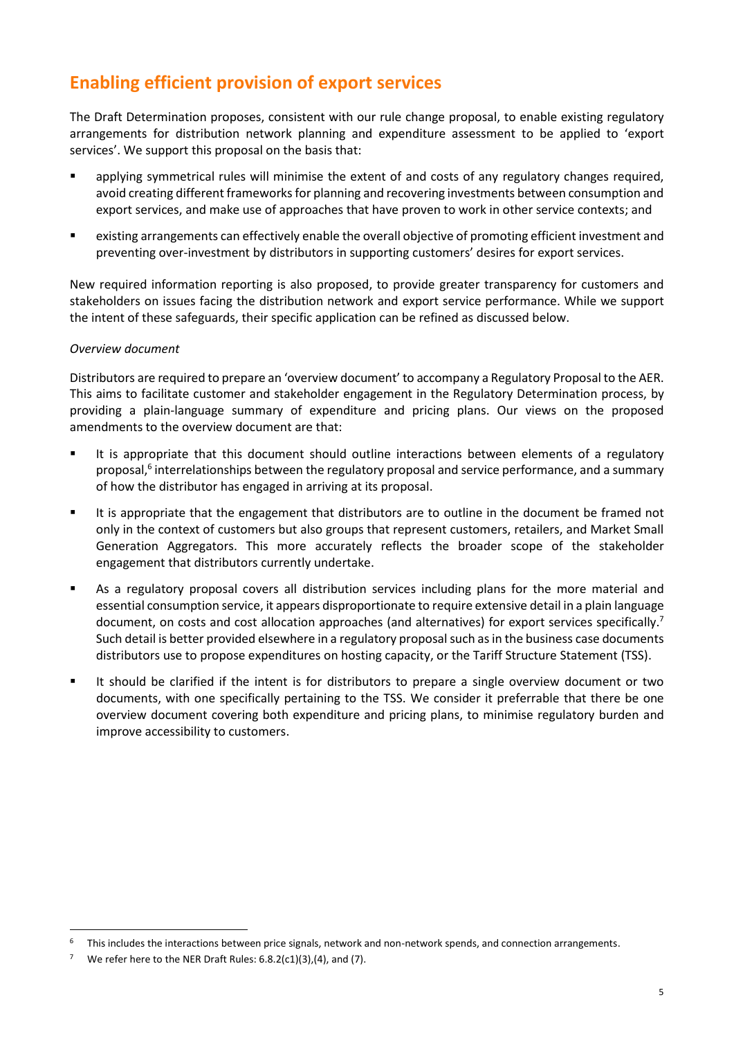## Enabling efficient provision of export services

The Draft Determination proposes, consistent with our rule change proposal, to enable existing regulatory arrangements for distribution network planning and expenditure assessment to be applied to 'export services'. We support this proposal on the basis that:

- applying symmetrical rules will minimise the extent of and costs of any regulatory changes required, avoid creating different frameworks for planning and recovering investments between consumption and export services, and make use of approaches that have proven to work in other service contexts; and
- existing arrangements can effectively enable the overall objective of promoting efficient investment and preventing over-investment by distributors in supporting customers' desires for export services.

New required information reporting is also proposed, to provide greater transparency for customers and stakeholders on issues facing the distribution network and export service performance. While we support the intent of these safeguards, their specific application can be refined as discussed below.

*Overview document*

Distributors are required to prepare an 'overview document' to accompany a Regulatory Proposal to the AER. This aims to facilitate customer and stakeholder engagement in the Regulatory Determination process, by providing a plain-language summary of expenditure and pricing plans. Our views on the proposed amendments to the overview document are that:

- It is appropriate that this document should outline interactions between elements of a regulatory proposal,[6] interrelationships between the regulatory proposal and service performance, and a summary of how the distributor has engaged in arriving at its proposal.
- It is appropriate that the engagement that distributors are to outline in the document be framed not only in the context of customers but also groups that represent customers, retailers, and Market Small Generation Aggregators. This more accurately reflects the broader scope of the stakeholder engagement that distributors currently undertake.
- As a regulatory proposal covers all distribution services including plans for the more material and essential consumption service, it appears disproportionate to require extensive detail in a plain language document, on costs and cost allocation approaches (and alternatives) for export services specifically.[7] Such detail is better provided elsewhere in a regulatory proposal such as in the business case documents distributors use to propose expenditures on hosting capacity, or the Tariff Structure Statement (TSS).
- It should be clarified if the intent is for distributors to prepare a single overview document or two documents, with one specifically pertaining to the TSS. We consider it preferrable that there be one overview document covering both expenditure and pricing plans, to minimise regulatory burden and improve accessibility to customers.

---

[6] This includes the interactions between price signals, network and non-network spends, and connection arrangements.

[7] We refer here to the NER Draft Rules: 6.8.2(c1)(3),(4), and (7).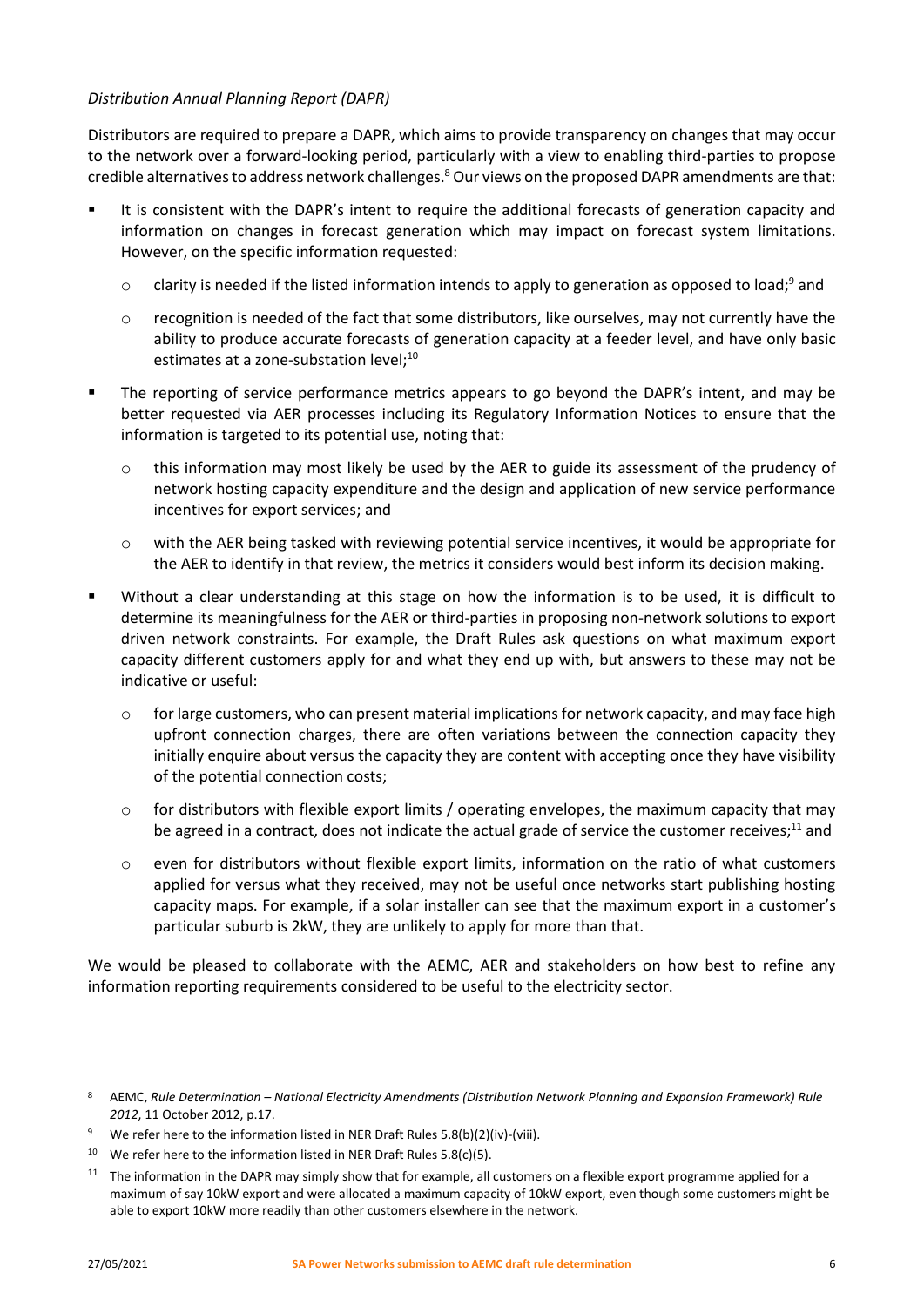*Distribution Annual Planning Report (DAPR)*

Distributors are required to prepare a DAPR, which aims to provide transparency on changes that may occur to the network over a forward-looking period, particularly with a view to enabling third-parties to propose credible alternatives to address network challenges.[8] Our views on the proposed DAPR amendments are that:

- It is consistent with the DAPR's intent to require the additional forecasts of generation capacity and information on changes in forecast generation which may impact on forecast system limitations. However, on the specific information requested:
  - clarity is needed if the listed information intends to apply to generation as opposed to load;[9] and
  - recognition is needed of the fact that some distributors, like ourselves, may not currently have the ability to produce accurate forecasts of generation capacity at a feeder level, and have only basic estimates at a zone-substation level;[10]
- The reporting of service performance metrics appears to go beyond the DAPR's intent, and may be better requested via AER processes including its Regulatory Information Notices to ensure that the information is targeted to its potential use, noting that:
  - this information may most likely be used by the AER to guide its assessment of the prudency of network hosting capacity expenditure and the design and application of new service performance incentives for export services; and
  - with the AER being tasked with reviewing potential service incentives, it would be appropriate for the AER to identify in that review, the metrics it considers would best inform its decision making.
- Without a clear understanding at this stage on how the information is to be used, it is difficult to determine its meaningfulness for the AER or third-parties in proposing non-network solutions to export driven network constraints. For example, the Draft Rules ask questions on what maximum export capacity different customers apply for and what they end up with, but answers to these may not be indicative or useful:
  - for large customers, who can present material implications for network capacity, and may face high upfront connection charges, there are often variations between the connection capacity they initially enquire about versus the capacity they are content with accepting once they have visibility of the potential connection costs;
  - for distributors with flexible export limits / operating envelopes, the maximum capacity that may be agreed in a contract, does not indicate the actual grade of service the customer receives;[11] and
  - even for distributors without flexible export limits, information on the ratio of what customers applied for versus what they received, may not be useful once networks start publishing hosting capacity maps. For example, if a solar installer can see that the maximum export in a customer's particular suburb is 2kW, they are unlikely to apply for more than that.

We would be pleased to collaborate with the AEMC, AER and stakeholders on how best to refine any information reporting requirements considered to be useful to the electricity sector.

---

[8] AEMC, *Rule Determination – National Electricity Amendments (Distribution Network Planning and Expansion Framework) Rule 2012*, 11 October 2012, p.17.

[9] We refer here to the information listed in NER Draft Rules 5.8(b)(2)(iv)-(viii).

[10] We refer here to the information listed in NER Draft Rules 5.8(c)(5).

[11] The information in the DAPR may simply show that for example, all customers on a flexible export programme applied for a maximum of say 10kW export and were allocated a maximum capacity of 10kW export, even though some customers might be able to export 10kW more readily than other customers elsewhere in the network.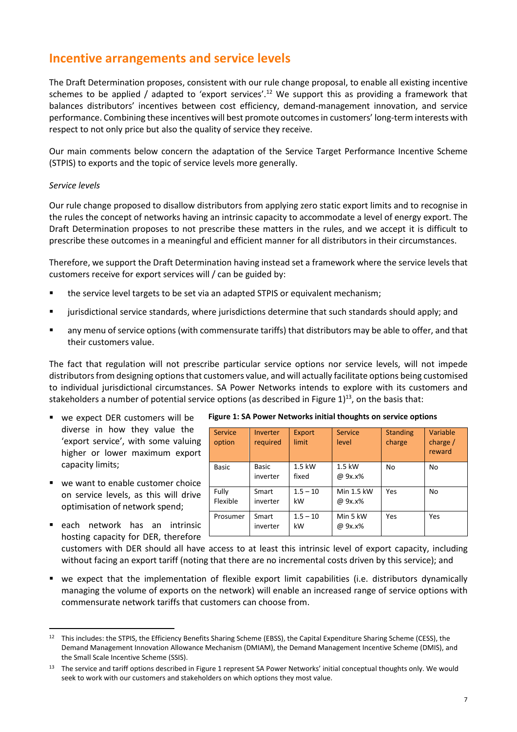## Incentive arrangements and service levels

The Draft Determination proposes, consistent with our rule change proposal, to enable all existing incentive schemes to be applied / adapted to 'export services'.[12] We support this as providing a framework that balances distributors' incentives between cost efficiency, demand-management innovation, and service performance. Combining these incentives will best promote outcomes in customers' long-term interests with respect to not only price but also the quality of service they receive.

Our main comments below concern the adaptation of the Service Target Performance Incentive Scheme (STPIS) to exports and the topic of service levels more generally.

*Service levels*

Our rule change proposed to disallow distributors from applying zero static export limits and to recognise in the rules the concept of networks having an intrinsic capacity to accommodate a level of energy export. The Draft Determination proposes to not prescribe these matters in the rules, and we accept it is difficult to prescribe these outcomes in a meaningful and efficient manner for all distributors in their circumstances.

Therefore, we support the Draft Determination having instead set a framework where the service levels that customers receive for export services will / can be guided by:

- the service level targets to be set via an adapted STPIS or equivalent mechanism;
- jurisdictional service standards, where jurisdictions determine that such standards should apply; and
- any menu of service options (with commensurate tariffs) that distributors may be able to offer, and that their customers value.

The fact that regulation will not prescribe particular service options nor service levels, will not impede distributors from designing options that customers value, and will actually facilitate options being customised to individual jurisdictional circumstances. SA Power Networks intends to explore with its customers and stakeholders a number of potential service options (as described in Figure 1)[13], on the basis that:

**Figure 1: SA Power Networks initial thoughts on service options**

| Service option | Inverter required | Export limit | Service level | Standing charge | Variable charge / reward |
|---|---|---|---|---|---|
| Basic | Basic inverter | 1.5 kW fixed | 1.5 kW @ 9x.x% | No | No |
| Fully Flexible | Smart inverter | 1.5 – 10 kW | Min 1.5 kW @ 9x.x% | Yes | No |
| Prosumer | Smart inverter | 1.5 – 10 kW | Min 5 kW @ 9x.x% | Yes | Yes |

- we expect DER customers will be diverse in how they value the 'export service', with some valuing higher or lower maximum export capacity limits;
- we want to enable customer choice on service levels, as this will drive optimisation of network spend;
- each network has an intrinsic hosting capacity for DER, therefore customers with DER should all have access to at least this intrinsic level of export capacity, including without facing an export tariff (noting that there are no incremental costs driven by this service); and
- we expect that the implementation of flexible export limit capabilities (i.e. distributors dynamically managing the volume of exports on the network) will enable an increased range of service options with commensurate network tariffs that customers can choose from.

---

[12] This includes: the STPIS, the Efficiency Benefits Sharing Scheme (EBSS), the Capital Expenditure Sharing Scheme (CESS), the Demand Management Innovation Allowance Mechanism (DMIAM), the Demand Management Incentive Scheme (DMIS), and the Small Scale Incentive Scheme (SSIS).

[13] The service and tariff options described in Figure 1 represent SA Power Networks' initial conceptual thoughts only. We would seek to work with our customers and stakeholders on which options they most value.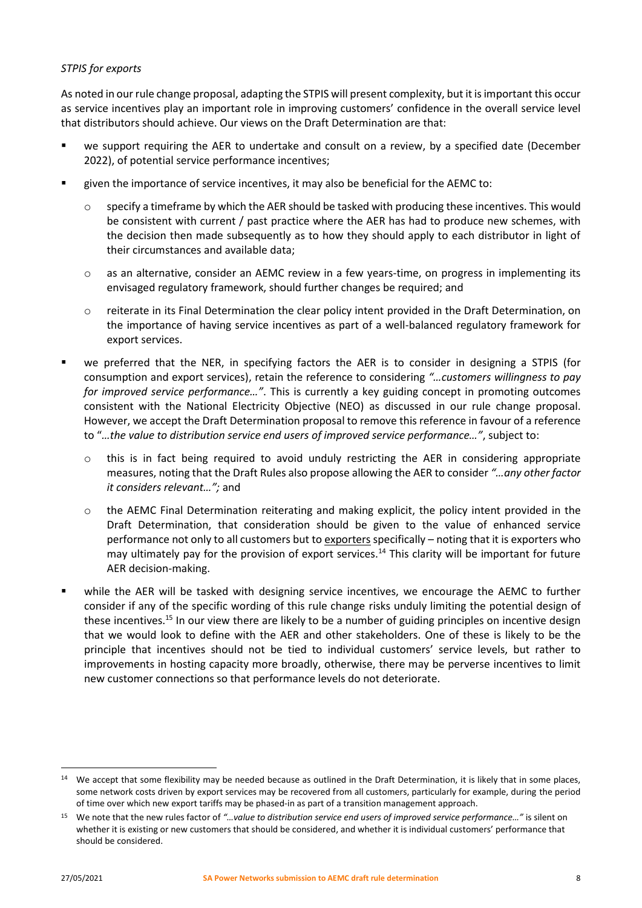*STPIS for exports*

As noted in our rule change proposal, adapting the STPIS will present complexity, but it is important this occur as service incentives play an important role in improving customers' confidence in the overall service level that distributors should achieve. Our views on the Draft Determination are that:

- we support requiring the AER to undertake and consult on a review, by a specified date (December 2022), of potential service performance incentives;
- given the importance of service incentives, it may also be beneficial for the AEMC to:
  - specify a timeframe by which the AER should be tasked with producing these incentives. This would be consistent with current / past practice where the AER has had to produce new schemes, with the decision then made subsequently as to how they should apply to each distributor in light of their circumstances and available data;
  - as an alternative, consider an AEMC review in a few years-time, on progress in implementing its envisaged regulatory framework, should further changes be required; and
  - reiterate in its Final Determination the clear policy intent provided in the Draft Determination, on the importance of having service incentives as part of a well-balanced regulatory framework for export services.
- we preferred that the NER, in specifying factors the AER is to consider in designing a STPIS (for consumption and export services), retain the reference to considering *"…customers willingness to pay for improved service performance…"*. This is currently a key guiding concept in promoting outcomes consistent with the National Electricity Objective (NEO) as discussed in our rule change proposal. However, we accept the Draft Determination proposal to remove this reference in favour of a reference to "*…the value to distribution service end users of improved service performance…"*, subject to:
  - this is in fact being required to avoid unduly restricting the AER in considering appropriate measures, noting that the Draft Rules also propose allowing the AER to consider *"…any other factor it considers relevant…";* and
  - the AEMC Final Determination reiterating and making explicit, the policy intent provided in the Draft Determination, that consideration should be given to the value of enhanced service performance not only to all customers but to <u>exporters</u> specifically – noting that it is exporters who may ultimately pay for the provision of export services.[14] This clarity will be important for future AER decision-making.
- while the AER will be tasked with designing service incentives, we encourage the AEMC to further consider if any of the specific wording of this rule change risks unduly limiting the potential design of these incentives.[15] In our view there are likely to be a number of guiding principles on incentive design that we would look to define with the AER and other stakeholders. One of these is likely to be the principle that incentives should not be tied to individual customers' service levels, but rather to improvements in hosting capacity more broadly, otherwise, there may be perverse incentives to limit new customer connections so that performance levels do not deteriorate.

---

[14] We accept that some flexibility may be needed because as outlined in the Draft Determination, it is likely that in some places, some network costs driven by export services may be recovered from all customers, particularly for example, during the period of time over which new export tariffs may be phased-in as part of a transition management approach.

[15] We note that the new rules factor of *"…value to distribution service end users of improved service performance…"* is silent on whether it is existing or new customers that should be considered, and whether it is individual customers' performance that should be considered.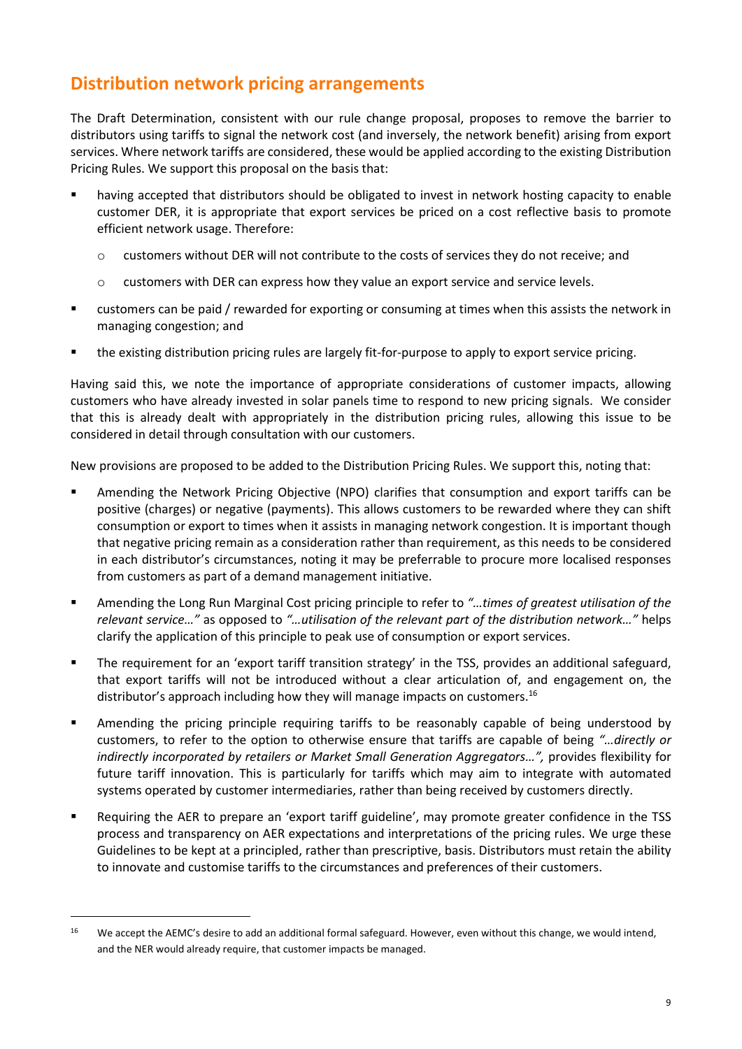## Distribution network pricing arrangements

The Draft Determination, consistent with our rule change proposal, proposes to remove the barrier to distributors using tariffs to signal the network cost (and inversely, the network benefit) arising from export services. Where network tariffs are considered, these would be applied according to the existing Distribution Pricing Rules. We support this proposal on the basis that:

- having accepted that distributors should be obligated to invest in network hosting capacity to enable customer DER, it is appropriate that export services be priced on a cost reflective basis to promote efficient network usage. Therefore:
  - customers without DER will not contribute to the costs of services they do not receive; and
  - customers with DER can express how they value an export service and service levels.
- customers can be paid / rewarded for exporting or consuming at times when this assists the network in managing congestion; and
- the existing distribution pricing rules are largely fit-for-purpose to apply to export service pricing.

Having said this, we note the importance of appropriate considerations of customer impacts, allowing customers who have already invested in solar panels time to respond to new pricing signals. We consider that this is already dealt with appropriately in the distribution pricing rules, allowing this issue to be considered in detail through consultation with our customers.

New provisions are proposed to be added to the Distribution Pricing Rules. We support this, noting that:

- Amending the Network Pricing Objective (NPO) clarifies that consumption and export tariffs can be positive (charges) or negative (payments). This allows customers to be rewarded where they can shift consumption or export to times when it assists in managing network congestion. It is important though that negative pricing remain as a consideration rather than requirement, as this needs to be considered in each distributor's circumstances, noting it may be preferrable to procure more localised responses from customers as part of a demand management initiative.
- Amending the Long Run Marginal Cost pricing principle to refer to *"…times of greatest utilisation of the relevant service…"* as opposed to *"…utilisation of the relevant part of the distribution network…"* helps clarify the application of this principle to peak use of consumption or export services.
- The requirement for an 'export tariff transition strategy' in the TSS, provides an additional safeguard, that export tariffs will not be introduced without a clear articulation of, and engagement on, the distributor's approach including how they will manage impacts on customers.[16]
- Amending the pricing principle requiring tariffs to be reasonably capable of being understood by customers, to refer to the option to otherwise ensure that tariffs are capable of being *"…directly or indirectly incorporated by retailers or Market Small Generation Aggregators…",* provides flexibility for future tariff innovation. This is particularly for tariffs which may aim to integrate with automated systems operated by customer intermediaries, rather than being received by customers directly.
- Requiring the AER to prepare an 'export tariff guideline', may promote greater confidence in the TSS process and transparency on AER expectations and interpretations of the pricing rules. We urge these Guidelines to be kept at a principled, rather than prescriptive, basis. Distributors must retain the ability to innovate and customise tariffs to the circumstances and preferences of their customers.

---

[16] We accept the AEMC's desire to add an additional formal safeguard. However, even without this change, we would intend, and the NER would already require, that customer impacts be managed.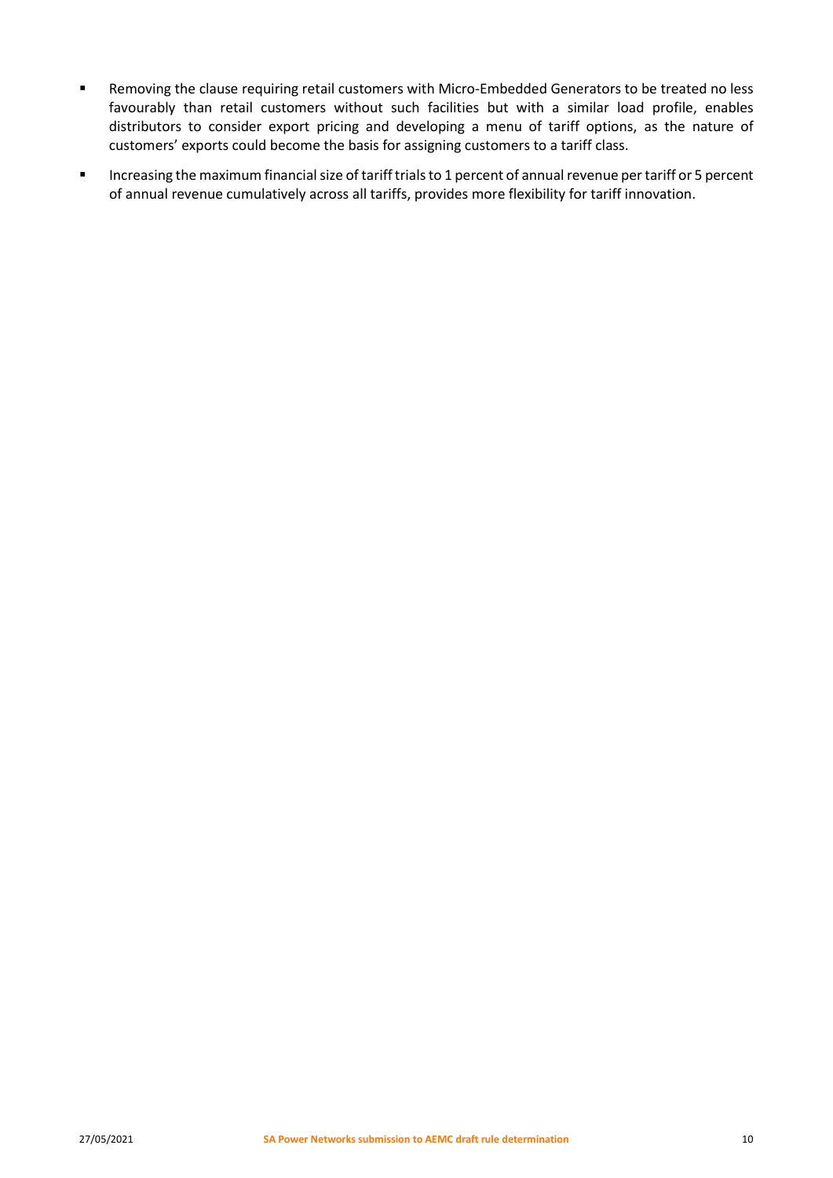- Removing the clause requiring retail customers with Micro-Embedded Generators to be treated no less favourably than retail customers without such facilities but with a similar load profile, enables distributors to consider export pricing and developing a menu of tariff options, as the nature of customers' exports could become the basis for assigning customers to a tariff class.
- Increasing the maximum financial size of tariff trials to 1 percent of annual revenue per tariff or 5 percent of annual revenue cumulatively across all tariffs, provides more flexibility for tariff innovation.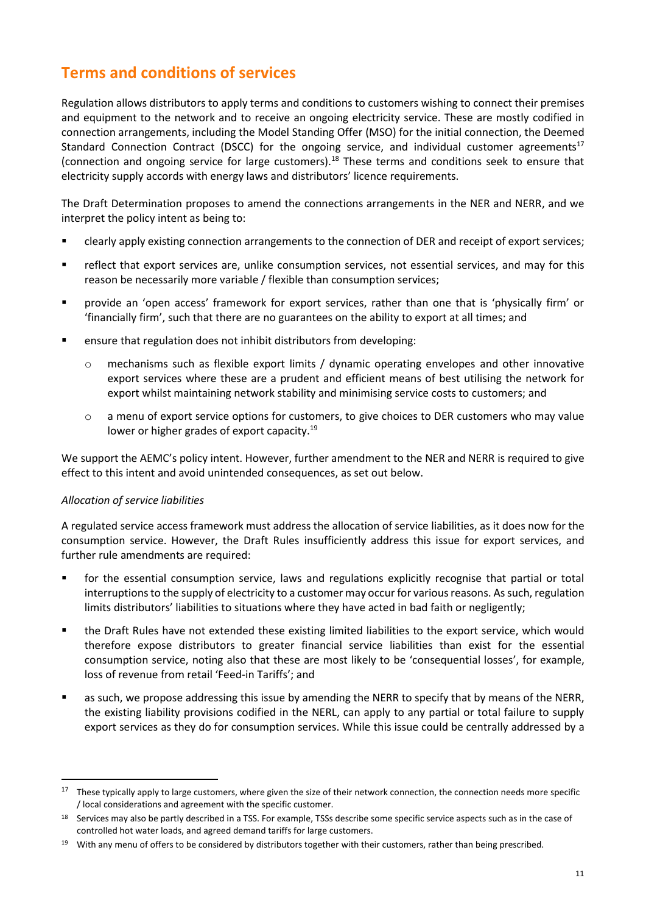## Terms and conditions of services

Regulation allows distributors to apply terms and conditions to customers wishing to connect their premises and equipment to the network and to receive an ongoing electricity service. These are mostly codified in connection arrangements, including the Model Standing Offer (MSO) for the initial connection, the Deemed Standard Connection Contract (DSCC) for the ongoing service, and individual customer agreements[17] (connection and ongoing service for large customers).[18] These terms and conditions seek to ensure that electricity supply accords with energy laws and distributors' licence requirements.

The Draft Determination proposes to amend the connections arrangements in the NER and NERR, and we interpret the policy intent as being to:

- clearly apply existing connection arrangements to the connection of DER and receipt of export services;
- reflect that export services are, unlike consumption services, not essential services, and may for this reason be necessarily more variable / flexible than consumption services;
- provide an 'open access' framework for export services, rather than one that is 'physically firm' or 'financially firm', such that there are no guarantees on the ability to export at all times; and
- ensure that regulation does not inhibit distributors from developing:
  - mechanisms such as flexible export limits / dynamic operating envelopes and other innovative export services where these are a prudent and efficient means of best utilising the network for export whilst maintaining network stability and minimising service costs to customers; and
  - a menu of export service options for customers, to give choices to DER customers who may value lower or higher grades of export capacity.[19]

We support the AEMC's policy intent. However, further amendment to the NER and NERR is required to give effect to this intent and avoid unintended consequences, as set out below.

*Allocation of service liabilities*

A regulated service access framework must address the allocation of service liabilities, as it does now for the consumption service. However, the Draft Rules insufficiently address this issue for export services, and further rule amendments are required:

- for the essential consumption service, laws and regulations explicitly recognise that partial or total interruptions to the supply of electricity to a customer may occur for various reasons. As such, regulation limits distributors' liabilities to situations where they have acted in bad faith or negligently;
- the Draft Rules have not extended these existing limited liabilities to the export service, which would therefore expose distributors to greater financial service liabilities than exist for the essential consumption service, noting also that these are most likely to be 'consequential losses', for example, loss of revenue from retail 'Feed-in Tariffs'; and
- as such, we propose addressing this issue by amending the NERR to specify that by means of the NERR, the existing liability provisions codified in the NERL, can apply to any partial or total failure to supply export services as they do for consumption services. While this issue could be centrally addressed by a

[17] These typically apply to large customers, where given the size of their network connection, the connection needs more specific / local considerations and agreement with the specific customer.

[18] Services may also be partly described in a TSS. For example, TSSs describe some specific service aspects such as in the case of controlled hot water loads, and agreed demand tariffs for large customers.

[19] With any menu of offers to be considered by distributors together with their customers, rather than being prescribed.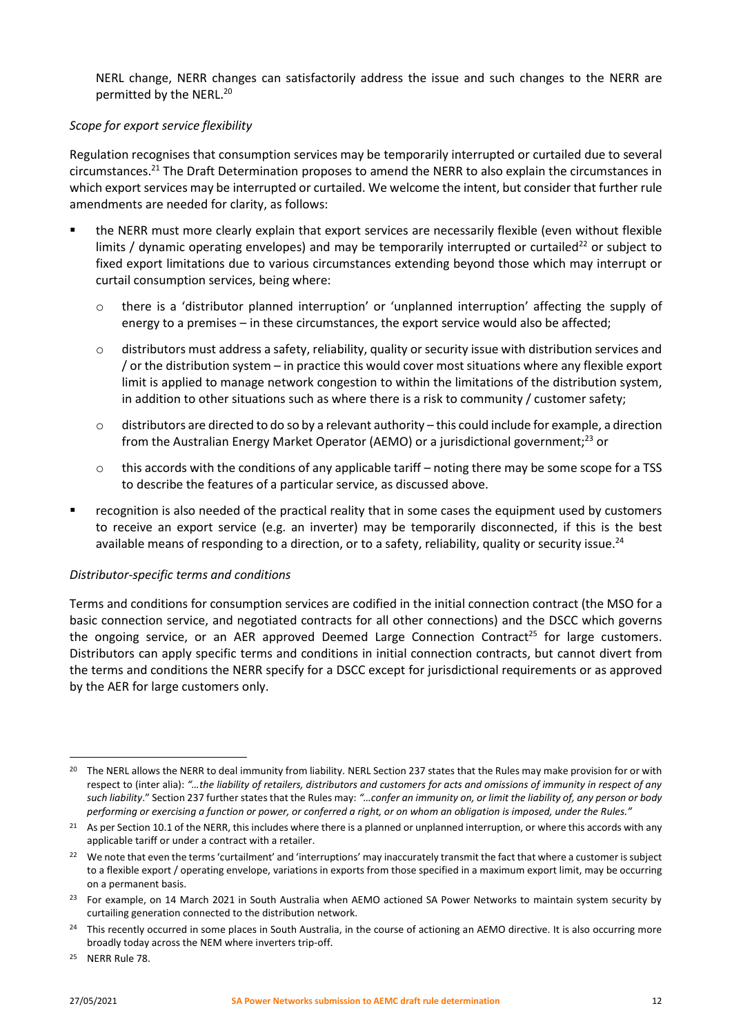NERL change, NERR changes can satisfactorily address the issue and such changes to the NERR are permitted by the NERL.[20]

*Scope for export service flexibility*

Regulation recognises that consumption services may be temporarily interrupted or curtailed due to several circumstances.[21] The Draft Determination proposes to amend the NERR to also explain the circumstances in which export services may be interrupted or curtailed. We welcome the intent, but consider that further rule amendments are needed for clarity, as follows:

- the NERR must more clearly explain that export services are necessarily flexible (even without flexible limits / dynamic operating envelopes) and may be temporarily interrupted or curtailed[22] or subject to fixed export limitations due to various circumstances extending beyond those which may interrupt or curtail consumption services, being where:
  - there is a 'distributor planned interruption' or 'unplanned interruption' affecting the supply of energy to a premises – in these circumstances, the export service would also be affected;
  - distributors must address a safety, reliability, quality or security issue with distribution services and / or the distribution system – in practice this would cover most situations where any flexible export limit is applied to manage network congestion to within the limitations of the distribution system, in addition to other situations such as where there is a risk to community / customer safety;
  - distributors are directed to do so by a relevant authority – this could include for example, a direction from the Australian Energy Market Operator (AEMO) or a jurisdictional government;[23] or
  - this accords with the conditions of any applicable tariff – noting there may be some scope for a TSS to describe the features of a particular service, as discussed above.
- recognition is also needed of the practical reality that in some cases the equipment used by customers to receive an export service (e.g. an inverter) may be temporarily disconnected, if this is the best available means of responding to a direction, or to a safety, reliability, quality or security issue.[24]

*Distributor-specific terms and conditions*

Terms and conditions for consumption services are codified in the initial connection contract (the MSO for a basic connection service, and negotiated contracts for all other connections) and the DSCC which governs the ongoing service, or an AER approved Deemed Large Connection Contract[25] for large customers. Distributors can apply specific terms and conditions in initial connection contracts, but cannot divert from the terms and conditions the NERR specify for a DSCC except for jurisdictional requirements or as approved by the AER for large customers only.

---

[20] The NERL allows the NERR to deal immunity from liability. NERL Section 237 states that the Rules may make provision for or with respect to (inter alia): *"…the liability of retailers, distributors and customers for acts and omissions of immunity in respect of any such liability*." Section 237 further states that the Rules may: *"…confer an immunity on, or limit the liability of, any person or body performing or exercising a function or power, or conferred a right, or on whom an obligation is imposed, under the Rules."*

[21] As per Section 10.1 of the NERR, this includes where there is a planned or unplanned interruption, or where this accords with any applicable tariff or under a contract with a retailer.

[22] We note that even the terms 'curtailment' and 'interruptions' may inaccurately transmit the fact that where a customer is subject to a flexible export / operating envelope, variations in exports from those specified in a maximum export limit, may be occurring on a permanent basis.

[23] For example, on 14 March 2021 in South Australia when AEMO actioned SA Power Networks to maintain system security by curtailing generation connected to the distribution network.

[24] This recently occurred in some places in South Australia, in the course of actioning an AEMO directive. It is also occurring more broadly today across the NEM where inverters trip-off.

[25] NERR Rule 78.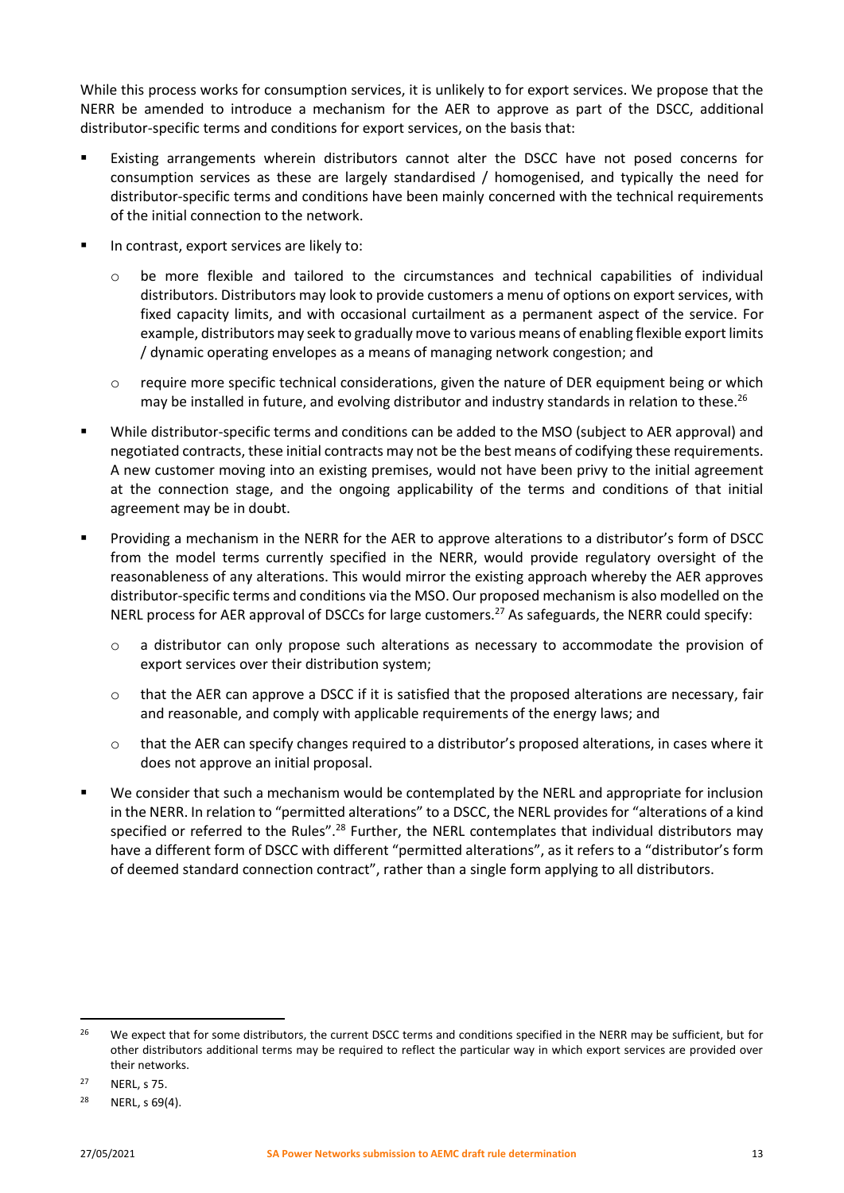While this process works for consumption services, it is unlikely to for export services. We propose that the NERR be amended to introduce a mechanism for the AER to approve as part of the DSCC, additional distributor-specific terms and conditions for export services, on the basis that:

- Existing arrangements wherein distributors cannot alter the DSCC have not posed concerns for consumption services as these are largely standardised / homogenised, and typically the need for distributor-specific terms and conditions have been mainly concerned with the technical requirements of the initial connection to the network.
- In contrast, export services are likely to:
  - be more flexible and tailored to the circumstances and technical capabilities of individual distributors. Distributors may look to provide customers a menu of options on export services, with fixed capacity limits, and with occasional curtailment as a permanent aspect of the service. For example, distributors may seek to gradually move to various means of enabling flexible export limits / dynamic operating envelopes as a means of managing network congestion; and
  - require more specific technical considerations, given the nature of DER equipment being or which may be installed in future, and evolving distributor and industry standards in relation to these.[26]
- While distributor-specific terms and conditions can be added to the MSO (subject to AER approval) and negotiated contracts, these initial contracts may not be the best means of codifying these requirements. A new customer moving into an existing premises, would not have been privy to the initial agreement at the connection stage, and the ongoing applicability of the terms and conditions of that initial agreement may be in doubt.
- Providing a mechanism in the NERR for the AER to approve alterations to a distributor's form of DSCC from the model terms currently specified in the NERR, would provide regulatory oversight of the reasonableness of any alterations. This would mirror the existing approach whereby the AER approves distributor-specific terms and conditions via the MSO. Our proposed mechanism is also modelled on the NERL process for AER approval of DSCCs for large customers.[27] As safeguards, the NERR could specify:
  - a distributor can only propose such alterations as necessary to accommodate the provision of export services over their distribution system;
  - that the AER can approve a DSCC if it is satisfied that the proposed alterations are necessary, fair and reasonable, and comply with applicable requirements of the energy laws; and
  - that the AER can specify changes required to a distributor's proposed alterations, in cases where it does not approve an initial proposal.
- We consider that such a mechanism would be contemplated by the NERL and appropriate for inclusion in the NERR. In relation to "permitted alterations" to a DSCC, the NERL provides for "alterations of a kind specified or referred to the Rules".[28] Further, the NERL contemplates that individual distributors may have a different form of DSCC with different "permitted alterations", as it refers to a "distributor's form of deemed standard connection contract", rather than a single form applying to all distributors.

---

[26] We expect that for some distributors, the current DSCC terms and conditions specified in the NERR may be sufficient, but for other distributors additional terms may be required to reflect the particular way in which export services are provided over their networks.

[27] NERL, s 75.

[28] NERL, s 69(4).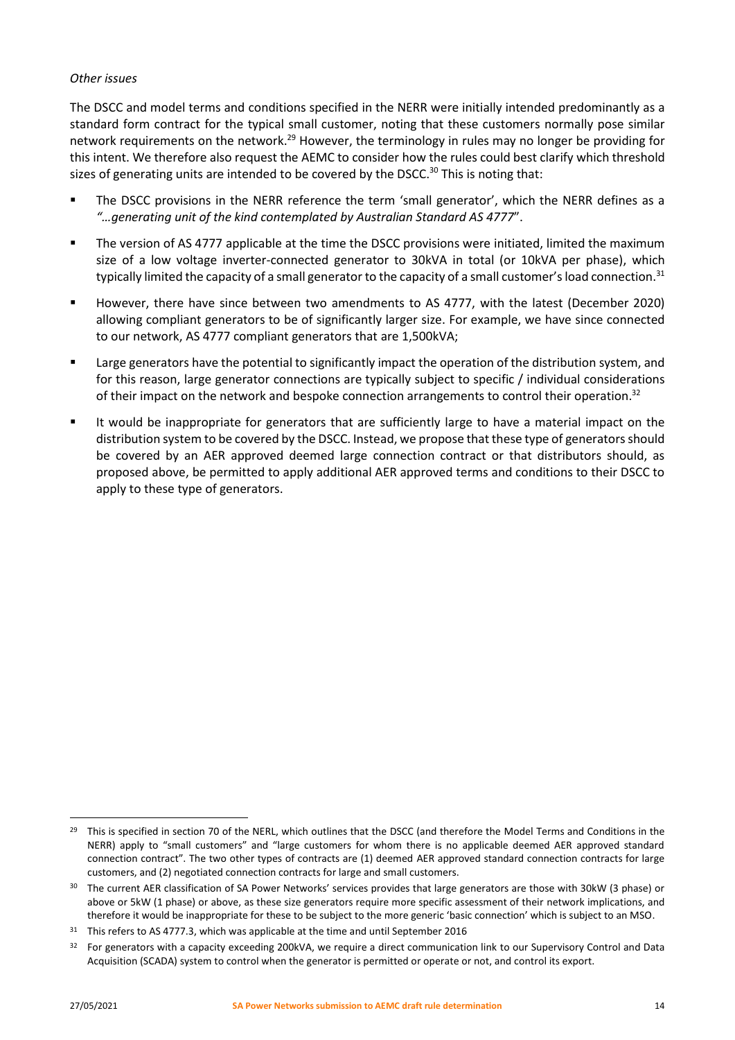*Other issues*

The DSCC and model terms and conditions specified in the NERR were initially intended predominantly as a standard form contract for the typical small customer, noting that these customers normally pose similar network requirements on the network.[29] However, the terminology in rules may no longer be providing for this intent. We therefore also request the AEMC to consider how the rules could best clarify which threshold sizes of generating units are intended to be covered by the DSCC.[30] This is noting that:

- The DSCC provisions in the NERR reference the term 'small generator', which the NERR defines as a *"…generating unit of the kind contemplated by Australian Standard AS 4777*".
- The version of AS 4777 applicable at the time the DSCC provisions were initiated, limited the maximum size of a low voltage inverter-connected generator to 30kVA in total (or 10kVA per phase), which typically limited the capacity of a small generator to the capacity of a small customer's load connection.[31]
- However, there have since between two amendments to AS 4777, with the latest (December 2020) allowing compliant generators to be of significantly larger size. For example, we have since connected to our network, AS 4777 compliant generators that are 1,500kVA;
- Large generators have the potential to significantly impact the operation of the distribution system, and for this reason, large generator connections are typically subject to specific / individual considerations of their impact on the network and bespoke connection arrangements to control their operation.[32]
- It would be inappropriate for generators that are sufficiently large to have a material impact on the distribution system to be covered by the DSCC. Instead, we propose that these type of generators should be covered by an AER approved deemed large connection contract or that distributors should, as proposed above, be permitted to apply additional AER approved terms and conditions to their DSCC to apply to these type of generators.

---

[29] This is specified in section 70 of the NERL, which outlines that the DSCC (and therefore the Model Terms and Conditions in the NERR) apply to "small customers" and "large customers for whom there is no applicable deemed AER approved standard connection contract". The two other types of contracts are (1) deemed AER approved standard connection contracts for large customers, and (2) negotiated connection contracts for large and small customers.

[30] The current AER classification of SA Power Networks' services provides that large generators are those with 30kW (3 phase) or above or 5kW (1 phase) or above, as these size generators require more specific assessment of their network implications, and therefore it would be inappropriate for these to be subject to the more generic 'basic connection' which is subject to an MSO.

[31] This refers to AS 4777.3, which was applicable at the time and until September 2016

[32] For generators with a capacity exceeding 200kVA, we require a direct communication link to our Supervisory Control and Data Acquisition (SCADA) system to control when the generator is permitted or operate or not, and control its export.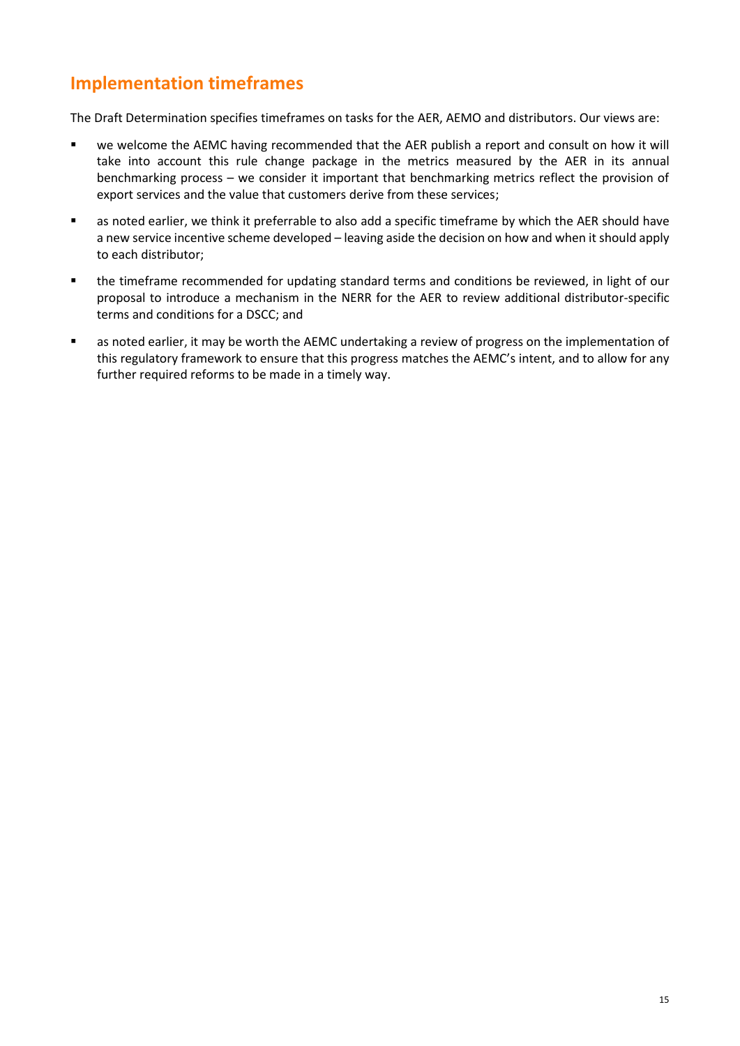## Implementation timeframes

The Draft Determination specifies timeframes on tasks for the AER, AEMO and distributors. Our views are:

- we welcome the AEMC having recommended that the AER publish a report and consult on how it will take into account this rule change package in the metrics measured by the AER in its annual benchmarking process – we consider it important that benchmarking metrics reflect the provision of export services and the value that customers derive from these services;
- as noted earlier, we think it preferrable to also add a specific timeframe by which the AER should have a new service incentive scheme developed – leaving aside the decision on how and when it should apply to each distributor;
- the timeframe recommended for updating standard terms and conditions be reviewed, in light of our proposal to introduce a mechanism in the NERR for the AER to review additional distributor-specific terms and conditions for a DSCC; and
- as noted earlier, it may be worth the AEMC undertaking a review of progress on the implementation of this regulatory framework to ensure that this progress matches the AEMC's intent, and to allow for any further required reforms to be made in a timely way.